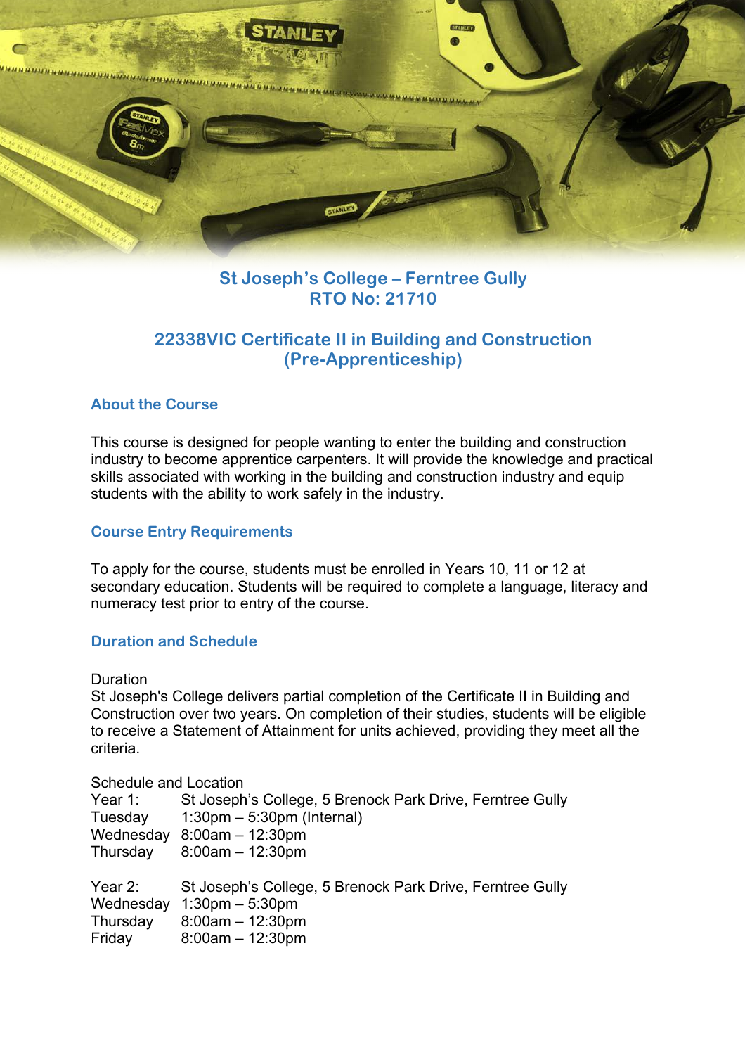# St Joseph's College – Ferntree Gully
# RTO No: 21710

## 22338VIC Certificate II in Building and Construction (Pre-Apprenticeship)

### About the Course

This course is designed for people wanting to enter the building and construction industry to become apprentice carpenters. It will provide the knowledge and practical skills associated with working in the building and construction industry and equip students with the ability to work safely in the industry.

### Course Entry Requirements

To apply for the course, students must be enrolled in Years 10, 11 or 12 at secondary education. Students will be required to complete a language, literacy and numeracy test prior to entry of the course.

### Duration and Schedule

Duration
St Joseph's College delivers partial completion of the Certificate II in Building and Construction over two years. On completion of their studies, students will be eligible to receive a Statement of Attainment for units achieved, providing they meet all the criteria.

Schedule and Location

| | |
|---|---|
| Year 1: | St Joseph's College, 5 Brenock Park Drive, Ferntree Gully |
| Tuesday | 1:30pm – 5:30pm (Internal) |
| Wednesday | 8:00am – 12:30pm |
| Thursday | 8:00am – 12:30pm |

| | |
|---|---|
| Year 2: | St Joseph's College, 5 Brenock Park Drive, Ferntree Gully |
| Wednesday | 1:30pm – 5:30pm |
| Thursday | 8:00am – 12:30pm |
| Friday | 8:00am – 12:30pm |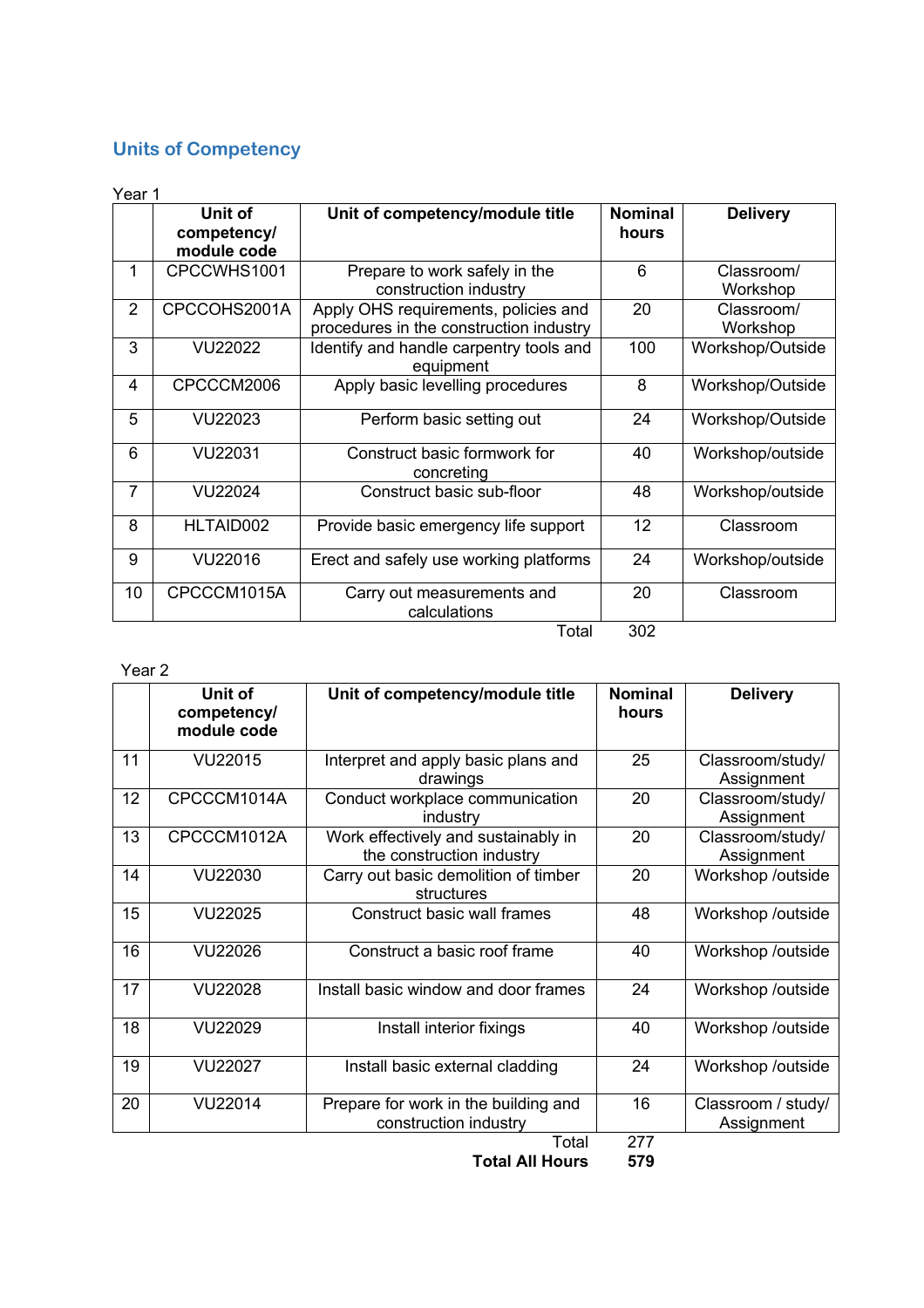## Units of Competency

Year 1

| | Unit of competency/ module code | Unit of competency/module title | Nominal hours | Delivery |
|---|---|---|---|---|
| 1 | CPCCWHS1001 | Prepare to work safely in the construction industry | 6 | Classroom/ Workshop |
| 2 | CPCCOHS2001A | Apply OHS requirements, policies and procedures in the construction industry | 20 | Classroom/ Workshop |
| 3 | VU22022 | Identify and handle carpentry tools and equipment | 100 | Workshop/Outside |
| 4 | CPCCCM2006 | Apply basic levelling procedures | 8 | Workshop/Outside |
| 5 | VU22023 | Perform basic setting out | 24 | Workshop/Outside |
| 6 | VU22031 | Construct basic formwork for concreting | 40 | Workshop/outside |
| 7 | VU22024 | Construct basic sub-floor | 48 | Workshop/outside |
| 8 | HLTAID002 | Provide basic emergency life support | 12 | Classroom |
| 9 | VU22016 | Erect and safely use working platforms | 24 | Workshop/outside |
| 10 | CPCCCM1015A | Carry out measurements and calculations | 20 | Classroom |
| | | Total | 302 | |

Year 2

| | Unit of competency/ module code | Unit of competency/module title | Nominal hours | Delivery |
|---|---|---|---|---|
| 11 | VU22015 | Interpret and apply basic plans and drawings | 25 | Classroom/study/ Assignment |
| 12 | CPCCCM1014A | Conduct workplace communication industry | 20 | Classroom/study/ Assignment |
| 13 | CPCCCM1012A | Work effectively and sustainably in the construction industry | 20 | Classroom/study/ Assignment |
| 14 | VU22030 | Carry out basic demolition of timber structures | 20 | Workshop /outside |
| 15 | VU22025 | Construct basic wall frames | 48 | Workshop /outside |
| 16 | VU22026 | Construct a basic roof frame | 40 | Workshop /outside |
| 17 | VU22028 | Install basic window and door frames | 24 | Workshop /outside |
| 18 | VU22029 | Install interior fixings | 40 | Workshop /outside |
| 19 | VU22027 | Install basic external cladding | 24 | Workshop /outside |
| 20 | VU22014 | Prepare for work in the building and construction industry | 16 | Classroom / study/ Assignment |
| | | Total | 277 | |
| | | **Total All Hours** | **579** | |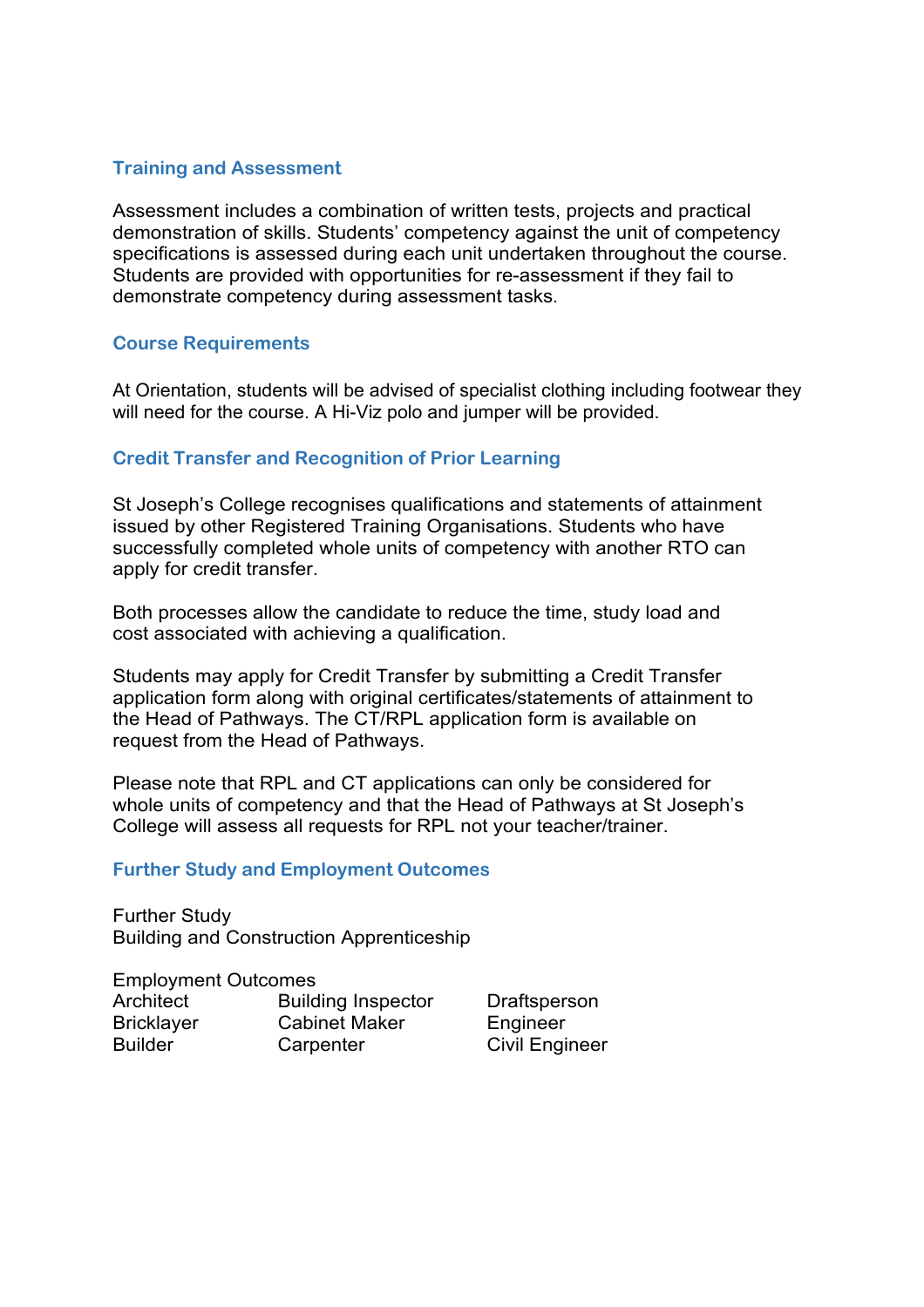## Training and Assessment

Assessment includes a combination of written tests, projects and practical demonstration of skills. Students' competency against the unit of competency specifications is assessed during each unit undertaken throughout the course. Students are provided with opportunities for re-assessment if they fail to demonstrate competency during assessment tasks.

## Course Requirements

At Orientation, students will be advised of specialist clothing including footwear they will need for the course. A Hi-Viz polo and jumper will be provided.

## Credit Transfer and Recognition of Prior Learning

St Joseph's College recognises qualifications and statements of attainment issued by other Registered Training Organisations. Students who have successfully completed whole units of competency with another RTO can apply for credit transfer.

Both processes allow the candidate to reduce the time, study load and cost associated with achieving a qualification.

Students may apply for Credit Transfer by submitting a Credit Transfer application form along with original certificates/statements of attainment to the Head of Pathways. The CT/RPL application form is available on request from the Head of Pathways.

Please note that RPL and CT applications can only be considered for whole units of competency and that the Head of Pathways at St Joseph's College will assess all requests for RPL not your teacher/trainer.

## Further Study and Employment Outcomes

Further Study
Building and Construction Apprenticeship

Employment Outcomes

| | | |
|---|---|---|
| Architect | Building Inspector | Draftsperson |
| Bricklayer | Cabinet Maker | Engineer |
| Builder | Carpenter | Civil Engineer |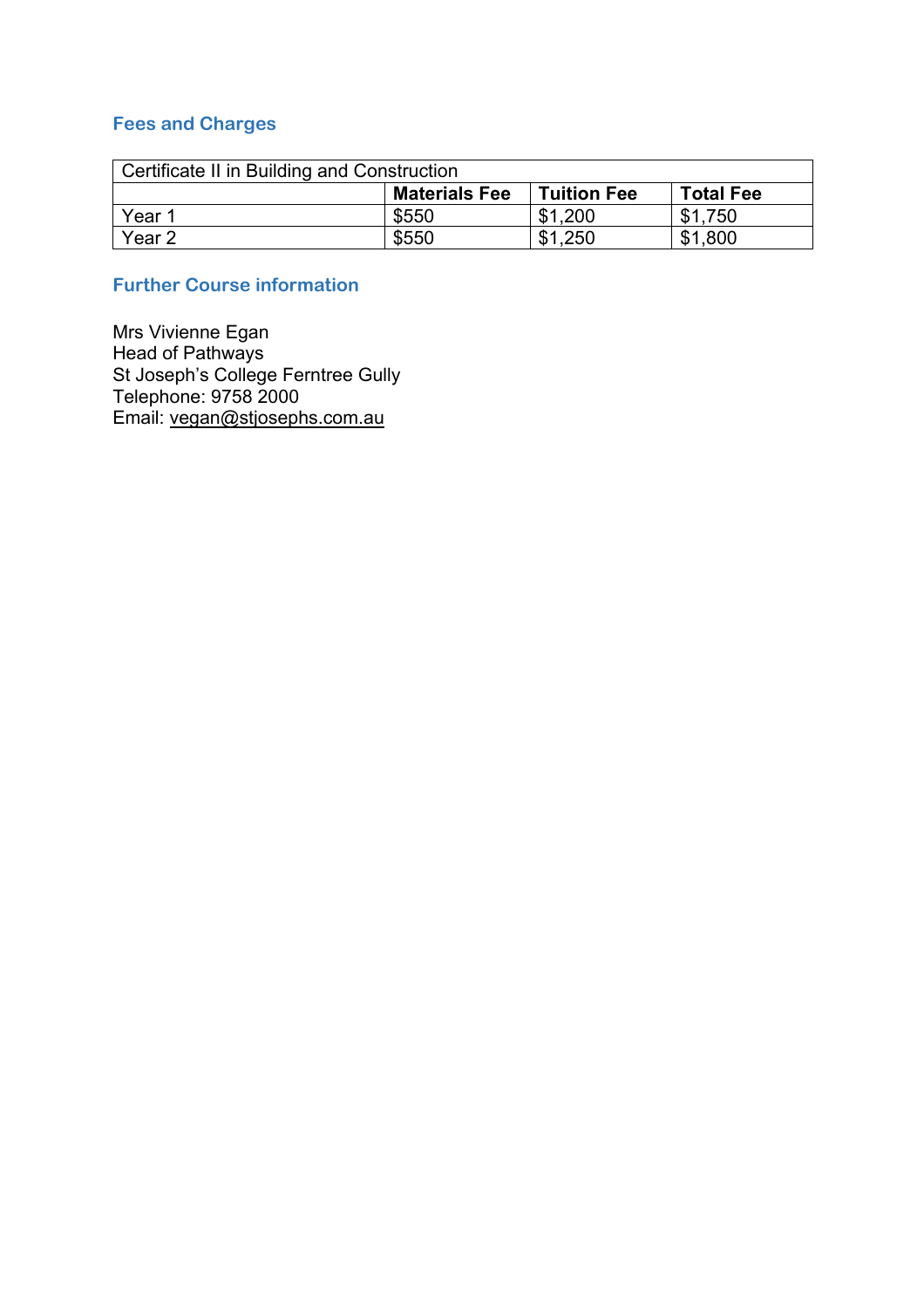## Fees and Charges

| Certificate II in Building and Construction | | | |
| --- | --- | --- | --- |
| | **Materials Fee** | **Tuition Fee** | **Total Fee** |
| Year 1 | $550 | $1,200 | $1,750 |
| Year 2 | $550 | $1,250 | $1,800 |

## Further Course information

Mrs Vivienne Egan
Head of Pathways
St Joseph's College Ferntree Gully
Telephone: 9758 2000
Email: vegan@stjosephs.com.au